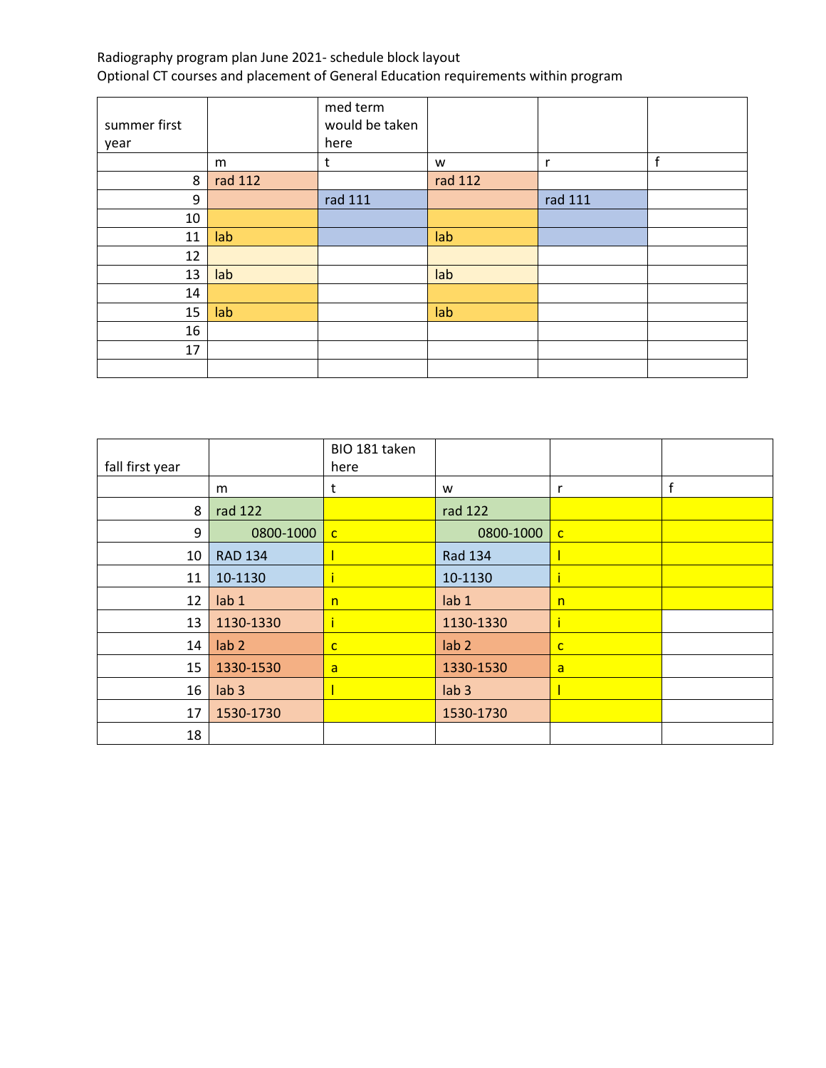Radiography program plan June 2021- schedule block layout
Optional CT courses and placement of General Education requirements within program

| summer first year | | med term would be taken here | | | |
|---|---|---|---|---|---|
| | m | t | w | r | f |
| 8 | rad 112 | | rad 112 | | |
| 9 | | rad 111 | | rad 111 | |
| 10 | | | | | |
| 11 | lab | | lab | | |
| 12 | | | | | |
| 13 | lab | | lab | | |
| 14 | | | | | |
| 15 | lab | | lab | | |
| 16 | | | | | |
| 17 | | | | | |
| | | | | | |

| fall first year | | BIO 181 taken here | | | |
|---|---|---|---|---|---|
| | m | t | w | r | f |
| 8 | rad 122 | | rad 122 | | |
| 9 | 0800-1000 | c | 0800-1000 | c | |
| 10 | RAD 134 | l | Rad 134 | l | |
| 11 | 10-1130 | i | 10-1130 | i | |
| 12 | lab 1 | n | lab 1 | n | |
| 13 | 1130-1330 | i | 1130-1330 | i | |
| 14 | lab 2 | c | lab 2 | c | |
| 15 | 1330-1530 | a | 1330-1530 | a | |
| 16 | lab 3 | l | lab 3 | l | |
| 17 | 1530-1730 | | 1530-1730 | | |
| 18 | | | | | |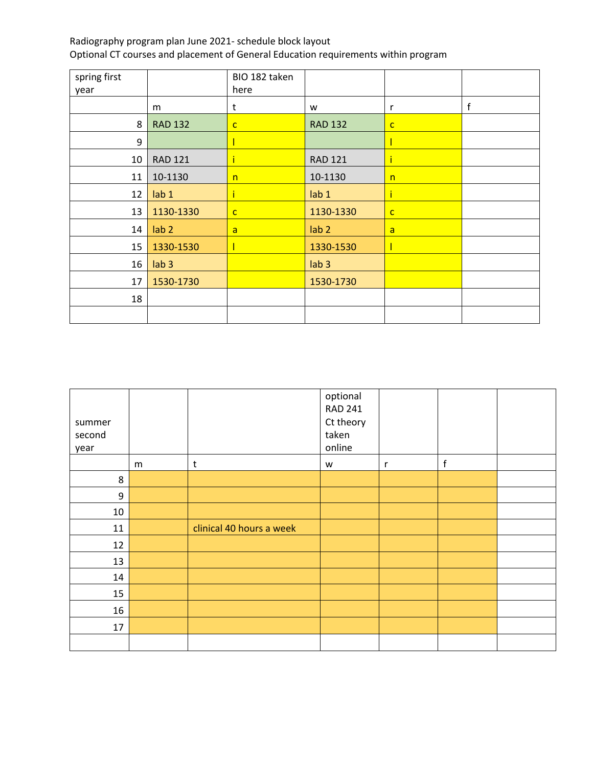Radiography program plan June 2021- schedule block layout
Optional CT courses and placement of General Education requirements within program

| spring first year | | BIO 182 taken here | | | |
|---|---|---|---|---|---|
| | m | t | w | r | f |
| 8 | RAD 132 | c | RAD 132 | c | |
| 9 | | l | | l | |
| 10 | RAD 121 | i | RAD 121 | i | |
| 11 | 10-1130 | n | 10-1130 | n | |
| 12 | lab 1 | i | lab 1 | i | |
| 13 | 1130-1330 | c | 1130-1330 | c | |
| 14 | lab 2 | a | lab 2 | a | |
| 15 | 1330-1530 | l | 1330-1530 | l | |
| 16 | lab 3 | | lab 3 | | |
| 17 | 1530-1730 | | 1530-1730 | | |
| 18 | | | | | |
| | | | | | |

| summer second year | | | optional RAD 241 Ct theory taken online | | | |
|---|---|---|---|---|---|---|
| | m | t | w | r | f | |
| 8 | | | | | | |
| 9 | | | | | | |
| 10 | | | | | | |
| 11 | | clinical 40 hours a week | | | | |
| 12 | | | | | | |
| 13 | | | | | | |
| 14 | | | | | | |
| 15 | | | | | | |
| 16 | | | | | | |
| 17 | | | | | | |
| | | | | | | |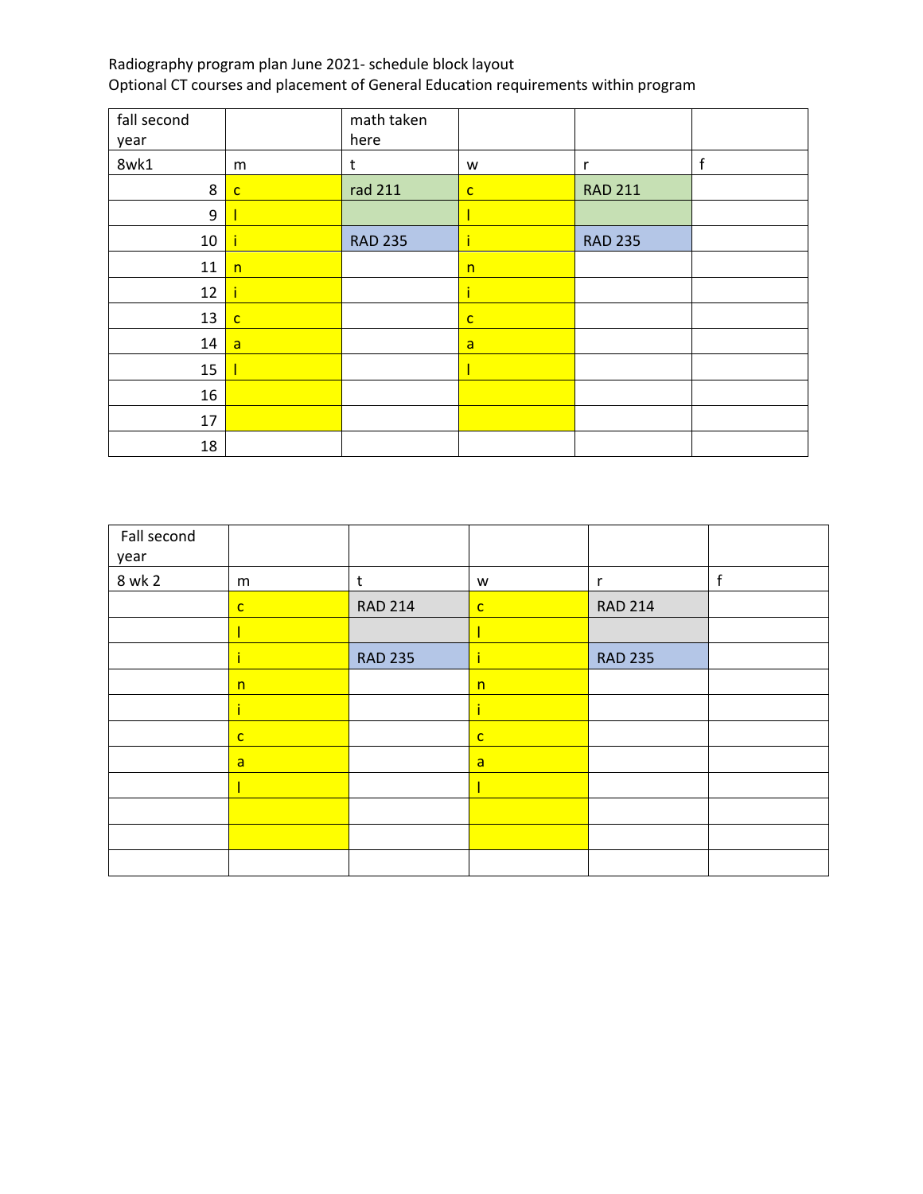Radiography program plan June 2021- schedule block layout
Optional CT courses and placement of General Education requirements within program

| fall second year | | math taken here | | | |
|---|---|---|---|---|---|
| 8wk1 | m | t | w | r | f |
| 8 | c | rad 211 | c | RAD 211 | |
| 9 | l | | l | | |
| 10 | i | RAD 235 | i | RAD 235 | |
| 11 | n | | n | | |
| 12 | i | | i | | |
| 13 | c | | c | | |
| 14 | a | | a | | |
| 15 | l | | l | | |
| 16 | | | | | |
| 17 | | | | | |
| 18 | | | | | |

| Fall second year | | | | | |
|---|---|---|---|---|---|
| 8 wk 2 | m | t | w | r | f |
| | c | RAD 214 | c | RAD 214 | |
| | l | | l | | |
| | i | RAD 235 | i | RAD 235 | |
| | n | | n | | |
| | i | | i | | |
| | c | | c | | |
| | a | | a | | |
| | l | | l | | |
| | | | | | |
| | | | | | |
| | | | | | |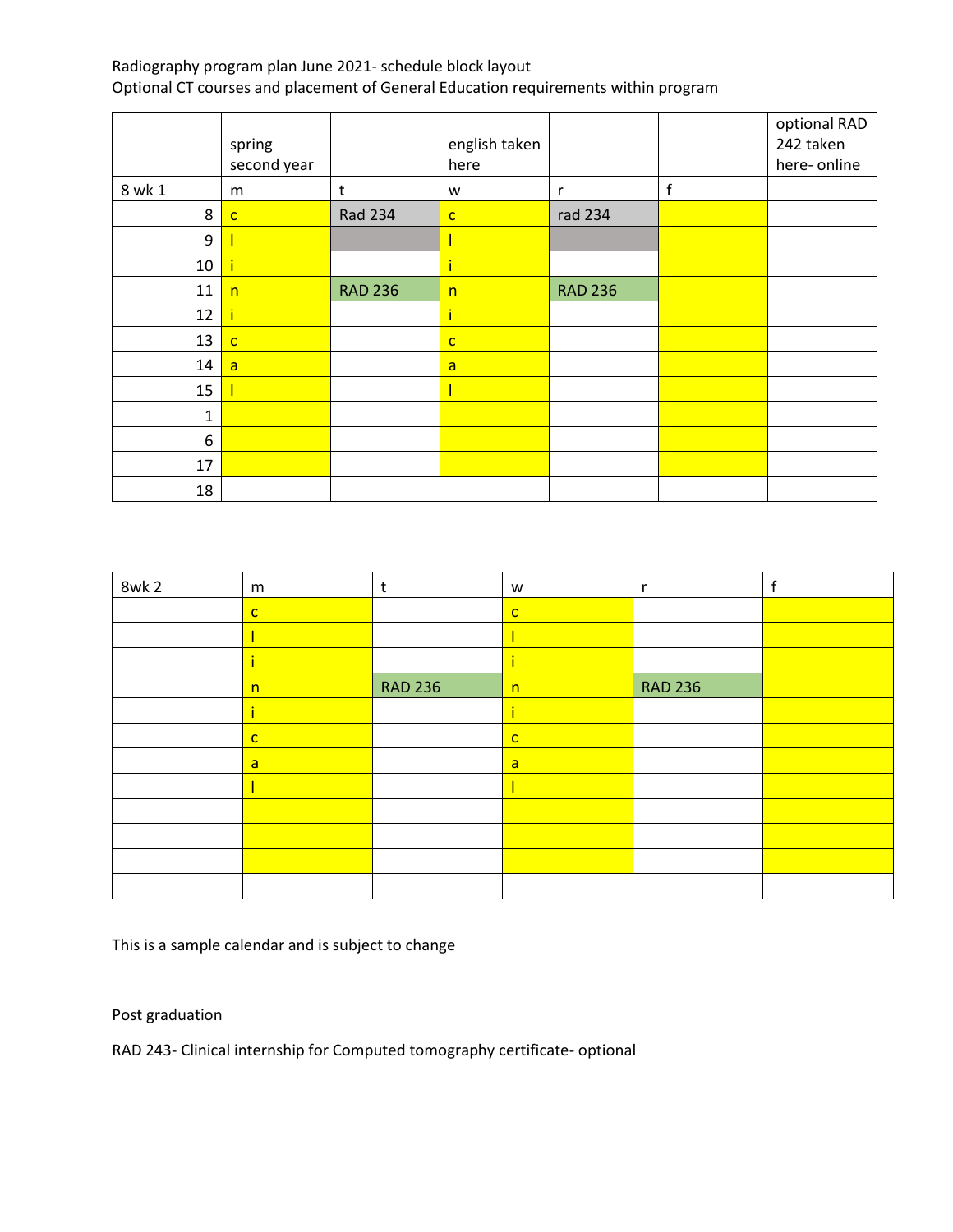Radiography program plan June 2021- schedule block layout
Optional CT courses and placement of General Education requirements within program

| | spring second year | | english taken here | | | optional RAD 242 taken here- online |
|---|---|---|---|---|---|---|
| 8 wk 1 | m | t | w | r | f | |
| 8 | c | Rad 234 | c | rad 234 | | |
| 9 | l | | l | | | |
| 10 | i | | i | | | |
| 11 | n | RAD 236 | n | RAD 236 | | |
| 12 | i | | i | | | |
| 13 | c | | c | | | |
| 14 | a | | a | | | |
| 15 | l | | l | | | |
| 1 | | | | | | |
| 6 | | | | | | |
| 17 | | | | | | |
| 18 | | | | | | |

| 8wk 2 | m | t | w | r | f |
|---|---|---|---|---|---|
| | c | | c | | |
| | l | | l | | |
| | i | | i | | |
| | n | RAD 236 | n | RAD 236 | |
| | i | | i | | |
| | c | | c | | |
| | a | | a | | |
| | l | | l | | |
| | | | | | |
| | | | | | |
| | | | | | |
| | | | | | |

This is a sample calendar and is subject to change

Post graduation

RAD 243- Clinical internship for Computed tomography certificate- optional